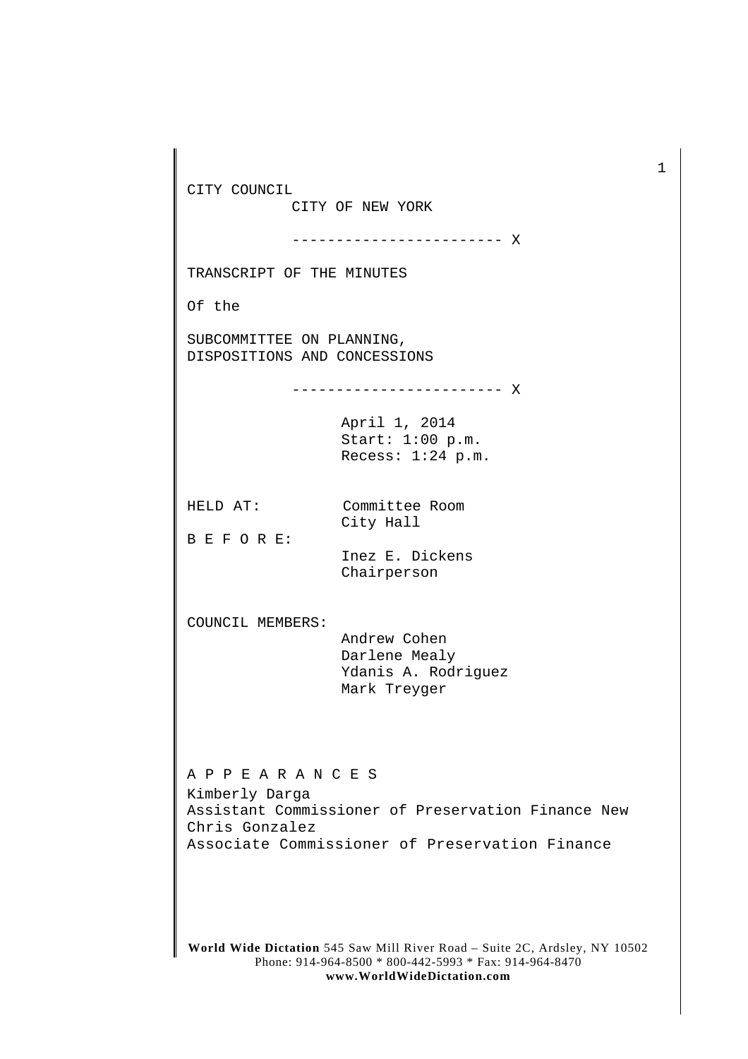CITY COUNCIL
CITY OF NEW YORK

------------------------ X

TRANSCRIPT OF THE MINUTES

Of the

SUBCOMMITTEE ON PLANNING,
DISPOSITIONS AND CONCESSIONS

------------------------ X

April 1, 2014
Start: 1:00 p.m.
Recess: 1:24 p.m.

HELD AT: Committee Room
City Hall

B E F O R E:
Inez E. Dickens
Chairperson

COUNCIL MEMBERS:
Andrew Cohen
Darlene Mealy
Ydanis A. Rodriguez
Mark Treyger

A P P E A R A N C E S

Kimberly Darga
Assistant Commissioner of Preservation Finance New

Chris Gonzalez
Associate Commissioner of Preservation Finance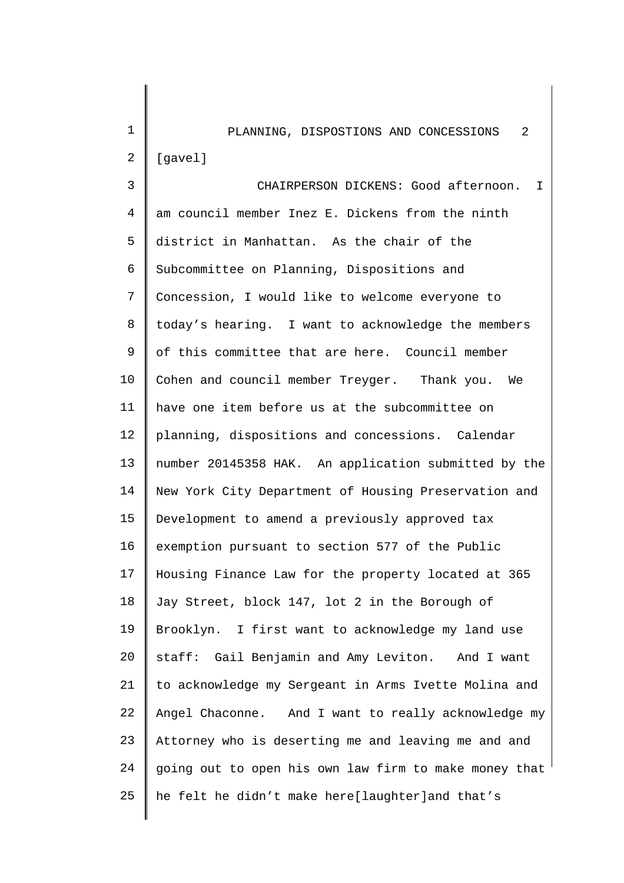[gavel]

CHAIRPERSON DICKENS: Good afternoon. I am council member Inez E. Dickens from the ninth district in Manhattan. As the chair of the Subcommittee on Planning, Dispositions and Concession, I would like to welcome everyone to today's hearing. I want to acknowledge the members of this committee that are here. Council member Cohen and council member Treyger. Thank you. We have one item before us at the subcommittee on planning, dispositions and concessions. Calendar number 20145358 HAK. An application submitted by the New York City Department of Housing Preservation and Development to amend a previously approved tax exemption pursuant to section 577 of the Public Housing Finance Law for the property located at 365 Jay Street, block 147, lot 2 in the Borough of Brooklyn. I first want to acknowledge my land use staff: Gail Benjamin and Amy Leviton. And I want to acknowledge my Sergeant in Arms Ivette Molina and Angel Chaconne. And I want to really acknowledge my Attorney who is deserting me and leaving me and and going out to open his own law firm to make money that he felt he didn't make here[laughter]and that's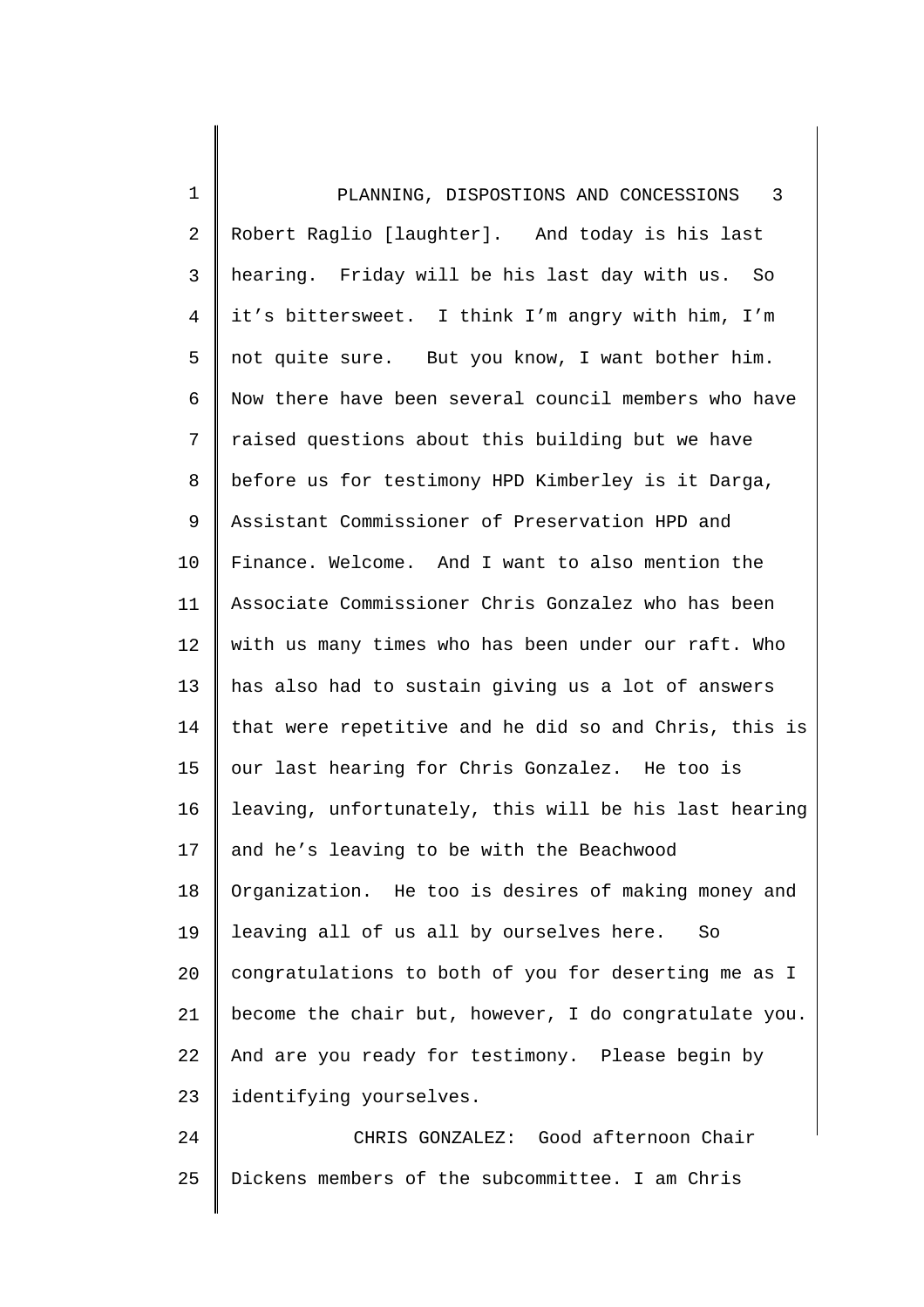Robert Raglio [laughter]. And today is his last hearing. Friday will be his last day with us. So it's bittersweet. I think I'm angry with him, I'm not quite sure. But you know, I want bother him. Now there have been several council members who have raised questions about this building but we have before us for testimony HPD Kimberley is it Darga, Assistant Commissioner of Preservation HPD and Finance. Welcome. And I want to also mention the Associate Commissioner Chris Gonzalez who has been with us many times who has been under our raft. Who has also had to sustain giving us a lot of answers that were repetitive and he did so and Chris, this is our last hearing for Chris Gonzalez. He too is leaving, unfortunately, this will be his last hearing and he's leaving to be with the Beachwood Organization. He too is desires of making money and leaving all of us all by ourselves here. So congratulations to both of you for deserting me as I become the chair but, however, I do congratulate you. And are you ready for testimony. Please begin by identifying yourselves.

CHRIS GONZALEZ: Good afternoon Chair Dickens members of the subcommittee. I am Chris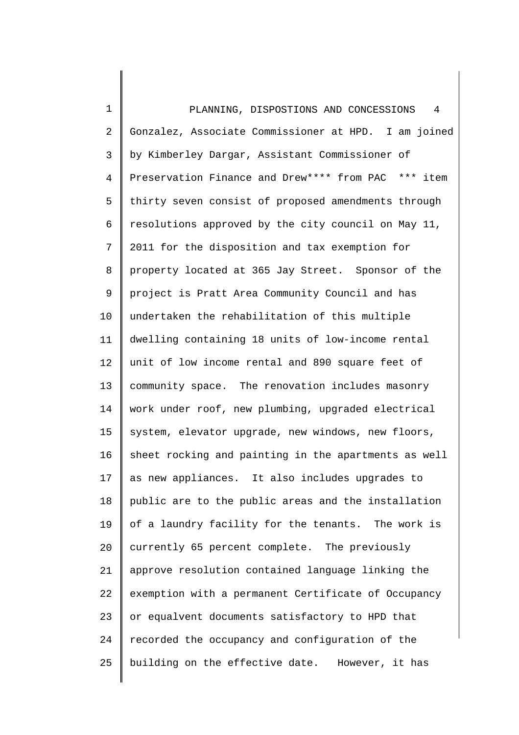Gonzalez, Associate Commissioner at HPD. I am joined by Kimberley Dargar, Assistant Commissioner of Preservation Finance and Drew**** from PAC *** item thirty seven consist of proposed amendments through resolutions approved by the city council on May 11, 2011 for the disposition and tax exemption for property located at 365 Jay Street. Sponsor of the project is Pratt Area Community Council and has undertaken the rehabilitation of this multiple dwelling containing 18 units of low-income rental unit of low income rental and 890 square feet of community space. The renovation includes masonry work under roof, new plumbing, upgraded electrical system, elevator upgrade, new windows, new floors, sheet rocking and painting in the apartments as well as new appliances. It also includes upgrades to public are to the public areas and the installation of a laundry facility for the tenants. The work is currently 65 percent complete. The previously approve resolution contained language linking the exemption with a permanent Certificate of Occupancy or equalvent documents satisfactory to HPD that recorded the occupancy and configuration of the building on the effective date. However, it has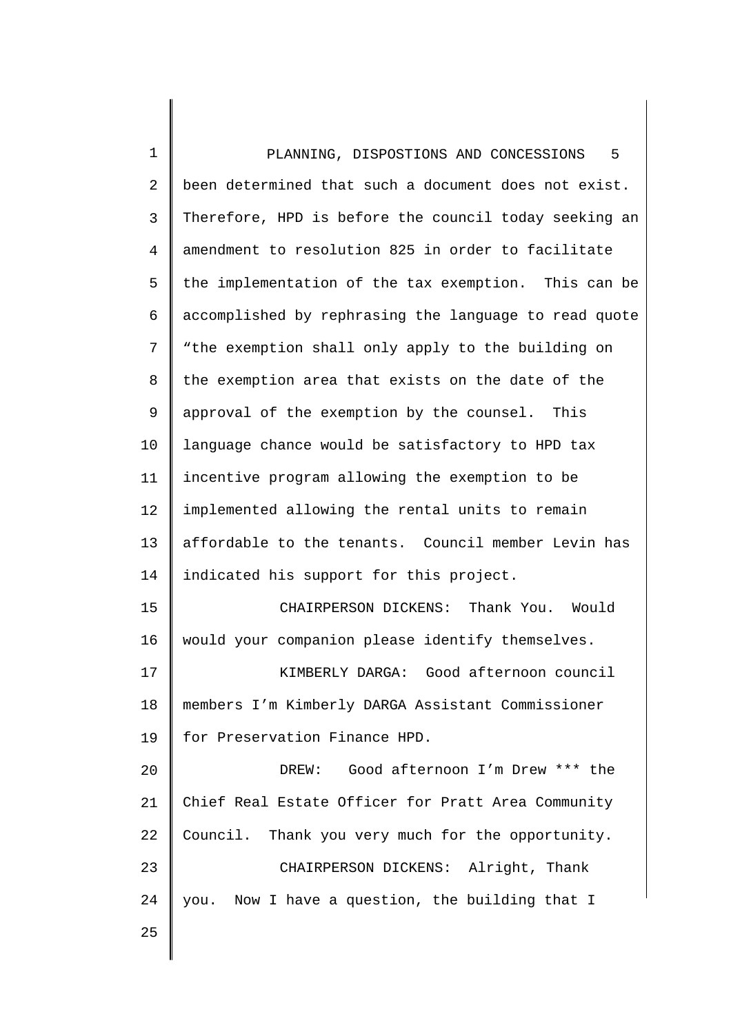been determined that such a document does not exist. Therefore, HPD is before the council today seeking an amendment to resolution 825 in order to facilitate the implementation of the tax exemption. This can be accomplished by rephrasing the language to read quote "the exemption shall only apply to the building on the exemption area that exists on the date of the approval of the exemption by the counsel. This language chance would be satisfactory to HPD tax incentive program allowing the exemption to be implemented allowing the rental units to remain affordable to the tenants. Council member Levin has indicated his support for this project.

CHAIRPERSON DICKENS: Thank You. Would would your companion please identify themselves.

KIMBERLY DARGA: Good afternoon council members I'm Kimberly DARGA Assistant Commissioner for Preservation Finance HPD.

DREW: Good afternoon I'm Drew *** the Chief Real Estate Officer for Pratt Area Community Council. Thank you very much for the opportunity.

CHAIRPERSON DICKENS: Alright, Thank you. Now I have a question, the building that I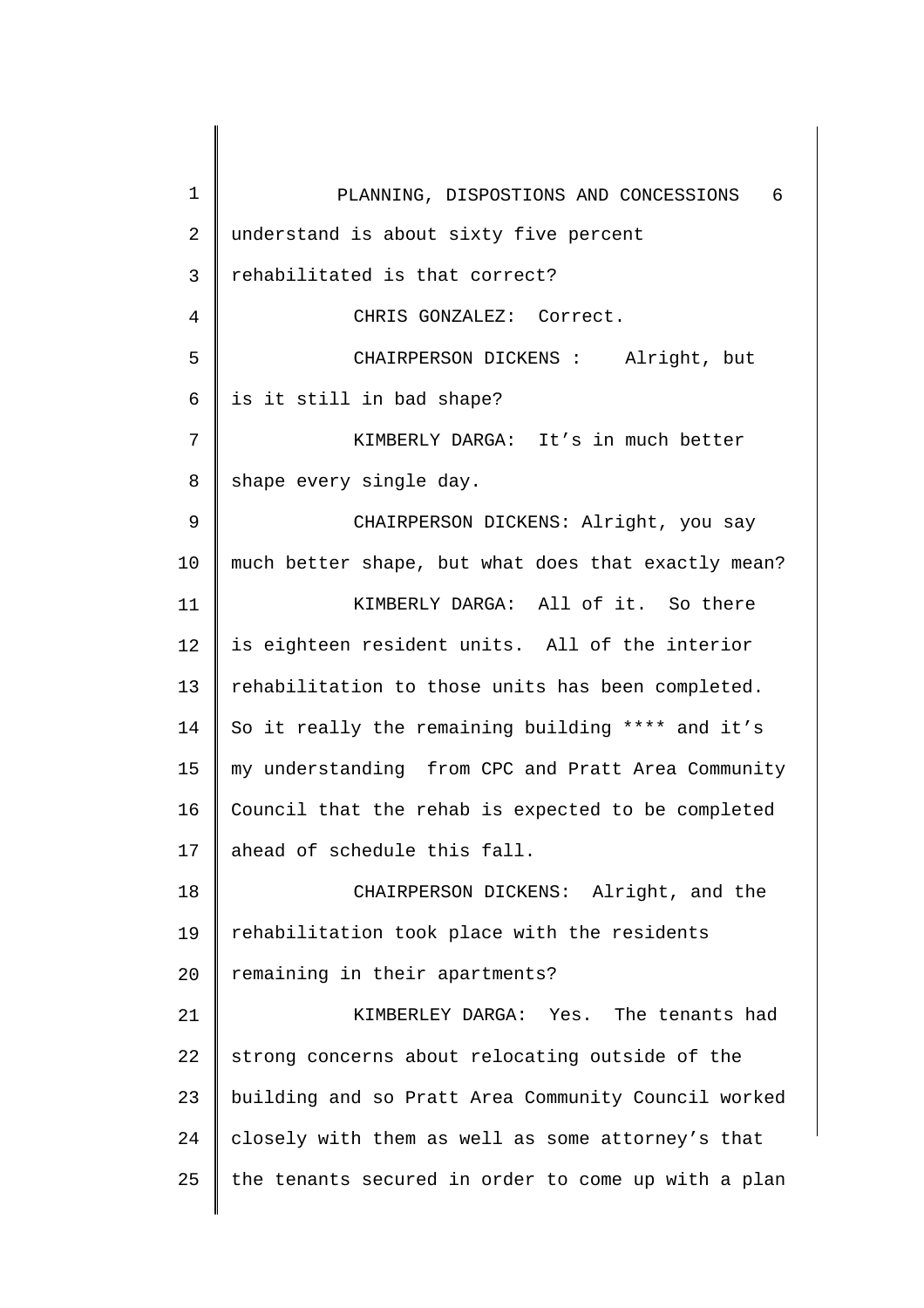understand is about sixty five percent rehabilitated is that correct?

CHRIS GONZALEZ: Correct.

CHAIRPERSON DICKENS : Alright, but is it still in bad shape?

KIMBERLY DARGA: It's in much better shape every single day.

CHAIRPERSON DICKENS: Alright, you say much better shape, but what does that exactly mean?

KIMBERLY DARGA: All of it. So there is eighteen resident units. All of the interior rehabilitation to those units has been completed. So it really the remaining building **** and it's my understanding from CPC and Pratt Area Community Council that the rehab is expected to be completed ahead of schedule this fall.

CHAIRPERSON DICKENS: Alright, and the rehabilitation took place with the residents remaining in their apartments?

KIMBERLEY DARGA: Yes. The tenants had strong concerns about relocating outside of the building and so Pratt Area Community Council worked closely with them as well as some attorney's that the tenants secured in order to come up with a plan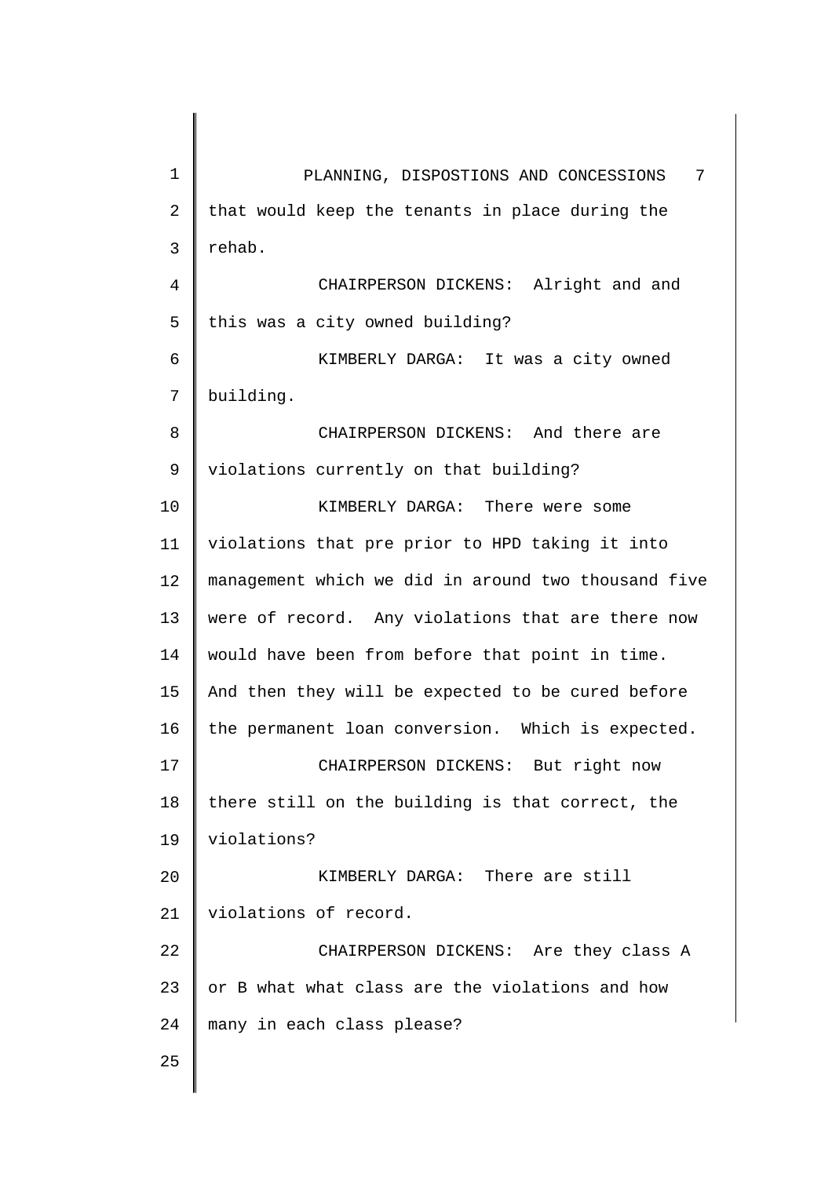that would keep the tenants in place during the rehab.

CHAIRPERSON DICKENS: Alright and and this was a city owned building?

KIMBERLY DARGA: It was a city owned building.

CHAIRPERSON DICKENS: And there are violations currently on that building?

KIMBERLY DARGA: There were some violations that pre prior to HPD taking it into management which we did in around two thousand five were of record. Any violations that are there now would have been from before that point in time. And then they will be expected to be cured before the permanent loan conversion. Which is expected.

CHAIRPERSON DICKENS: But right now there still on the building is that correct, the violations?

KIMBERLY DARGA: There are still violations of record.

CHAIRPERSON DICKENS: Are they class A or B what what class are the violations and how many in each class please?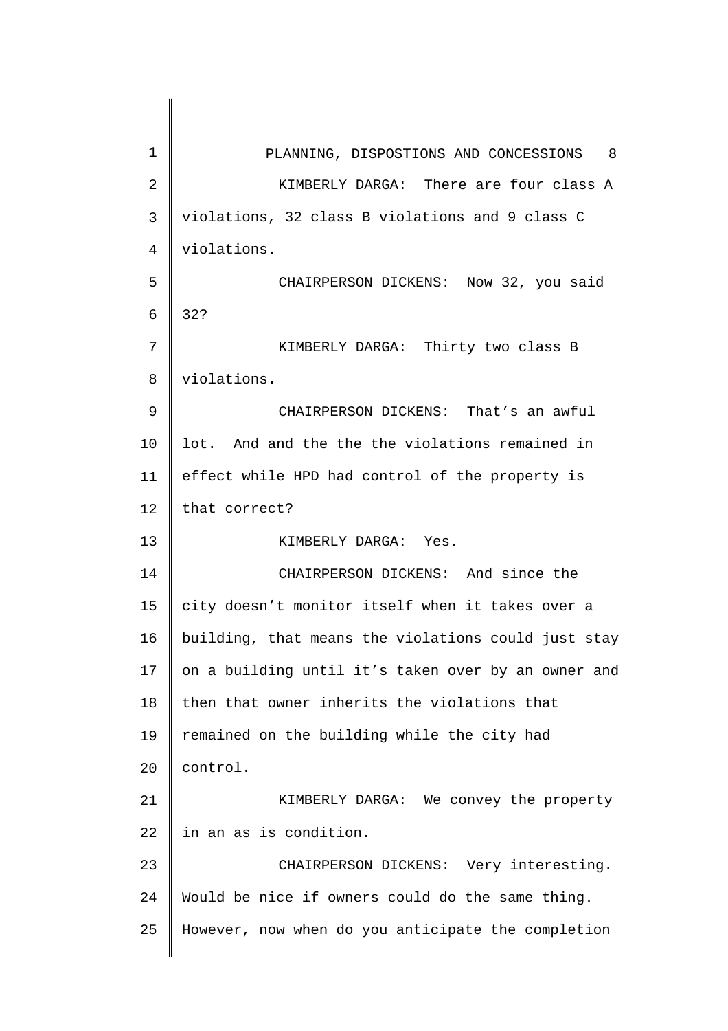KIMBERLY DARGA: There are four class A violations, 32 class B violations and 9 class C violations.

CHAIRPERSON DICKENS: Now 32, you said 32?

KIMBERLY DARGA: Thirty two class B violations.

CHAIRPERSON DICKENS: That’s an awful lot. And and the the the violations remained in effect while HPD had control of the property is that correct?

KIMBERLY DARGA: Yes.

CHAIRPERSON DICKENS: And since the city doesn’t monitor itself when it takes over a building, that means the violations could just stay on a building until it’s taken over by an owner and then that owner inherits the violations that remained on the building while the city had control.

KIMBERLY DARGA: We convey the property in an as is condition.

CHAIRPERSON DICKENS: Very interesting. Would be nice if owners could do the same thing. However, now when do you anticipate the completion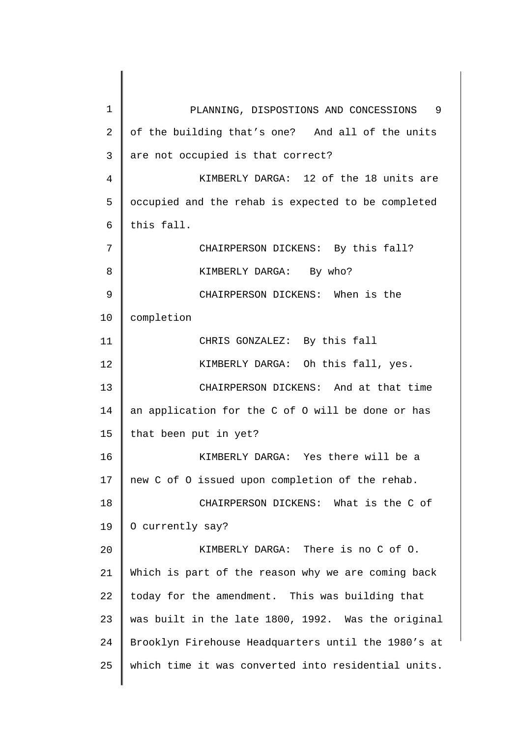of the building that's one? And all of the units are not occupied is that correct?

KIMBERLY DARGA: 12 of the 18 units are occupied and the rehab is expected to be completed this fall.

CHAIRPERSON DICKENS: By this fall?

KIMBERLY DARGA: By who?

CHAIRPERSON DICKENS: When is the completion

CHRIS GONZALEZ: By this fall

KIMBERLY DARGA: Oh this fall, yes.

CHAIRPERSON DICKENS: And at that time an application for the C of O will be done or has that been put in yet?

KIMBERLY DARGA: Yes there will be a new C of O issued upon completion of the rehab.

CHAIRPERSON DICKENS: What is the C of O currently say?

KIMBERLY DARGA: There is no C of O. Which is part of the reason why we are coming back today for the amendment. This was building that was built in the late 1800, 1992. Was the original Brooklyn Firehouse Headquarters until the 1980's at which time it was converted into residential units.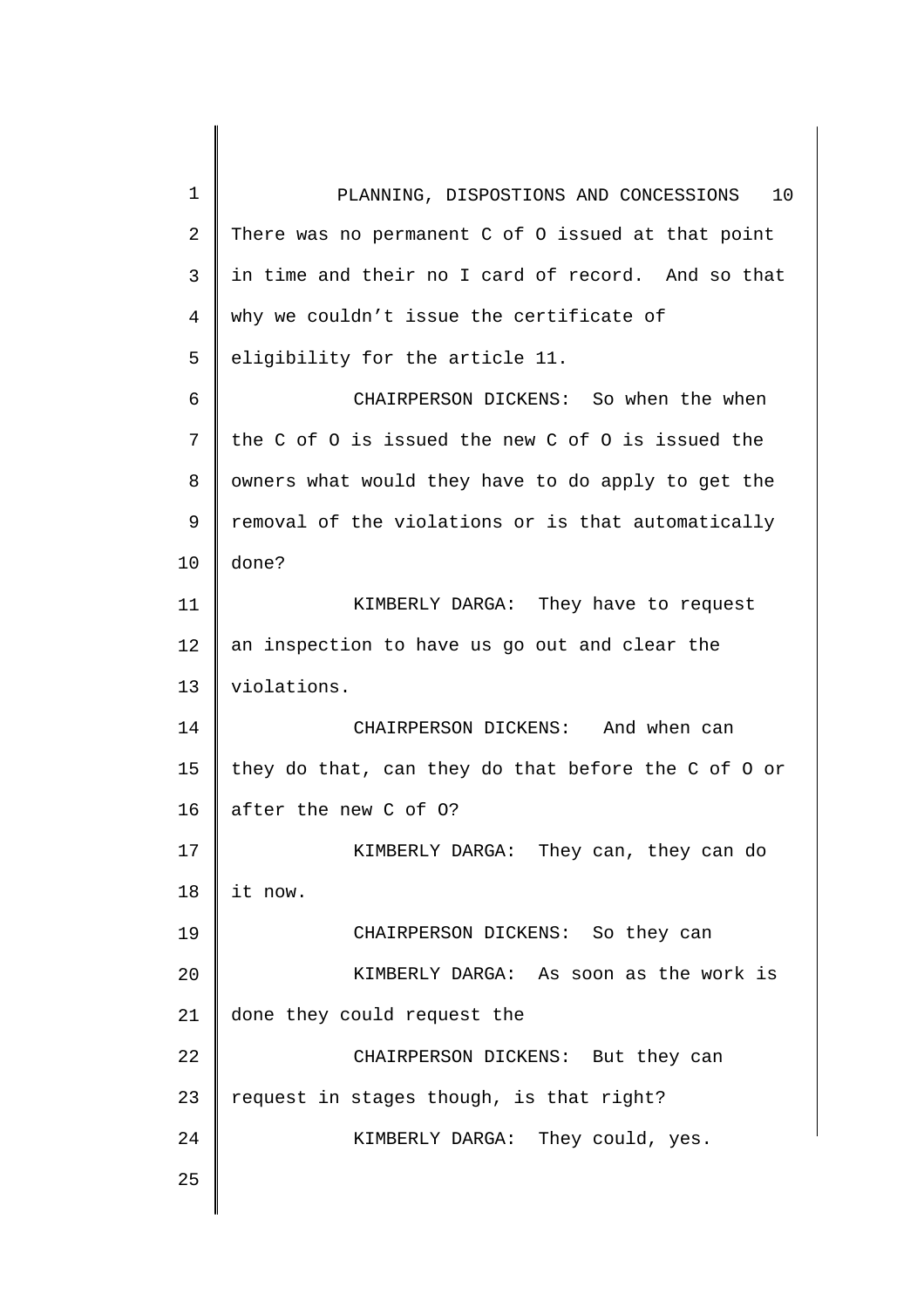There was no permanent C of O issued at that point in time and their no I card of record. And so that why we couldn't issue the certificate of eligibility for the article 11.

CHAIRPERSON DICKENS: So when the when the C of O is issued the new C of O is issued the owners what would they have to do apply to get the removal of the violations or is that automatically done?

KIMBERLY DARGA: They have to request an inspection to have us go out and clear the violations.

CHAIRPERSON DICKENS: And when can they do that, can they do that before the C of O or after the new C of O?

KIMBERLY DARGA: They can, they can do it now.

CHAIRPERSON DICKENS: So they can

KIMBERLY DARGA: As soon as the work is done they could request the

CHAIRPERSON DICKENS: But they can request in stages though, is that right?

KIMBERLY DARGA: They could, yes.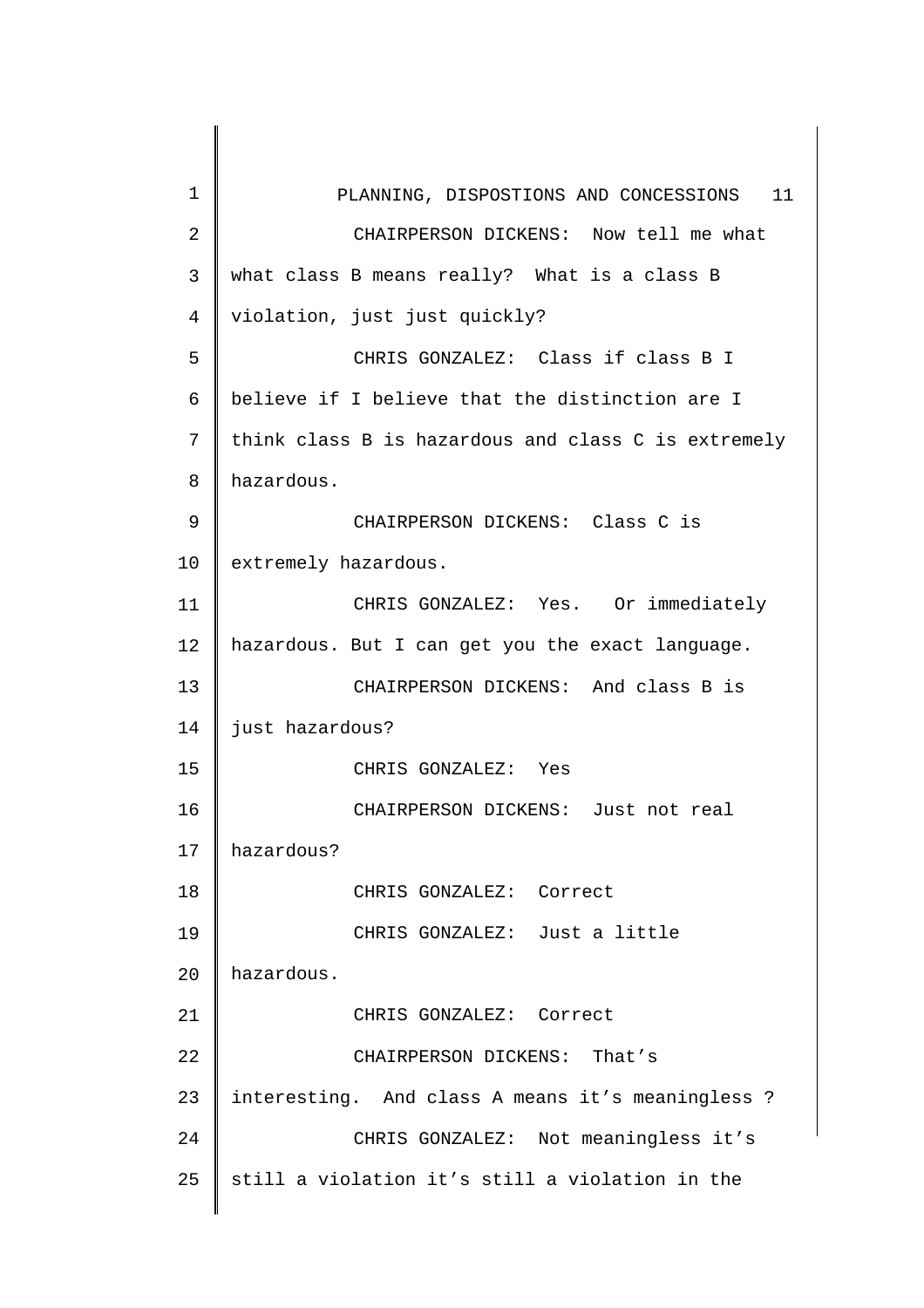CHAIRPERSON DICKENS: Now tell me what what class B means really? What is a class B violation, just just quickly?

CHRIS GONZALEZ: Class if class B I believe if I believe that the distinction are I think class B is hazardous and class C is extremely hazardous.

CHAIRPERSON DICKENS: Class C is extremely hazardous.

CHRIS GONZALEZ: Yes. Or immediately hazardous. But I can get you the exact language.

CHAIRPERSON DICKENS: And class B is just hazardous?

CHRIS GONZALEZ: Yes

CHAIRPERSON DICKENS: Just not real hazardous?

CHRIS GONZALEZ: Correct

CHRIS GONZALEZ: Just a little hazardous.

CHRIS GONZALEZ: Correct

CHAIRPERSON DICKENS: That's interesting. And class A means it's meaningless ?

CHRIS GONZALEZ: Not meaningless it's still a violation it's still a violation in the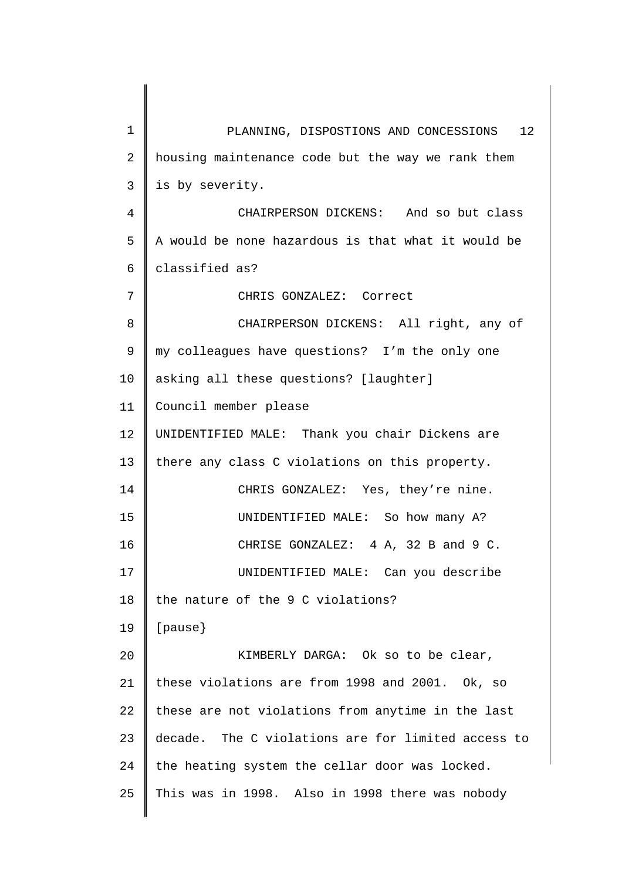housing maintenance code but the way we rank them is by severity.

CHAIRPERSON DICKENS: And so but class A would be none hazardous is that what it would be classified as?

CHRIS GONZALEZ: Correct

CHAIRPERSON DICKENS: All right, any of my colleagues have questions? I'm the only one asking all these questions? [laughter] Council member please

UNIDENTIFIED MALE: Thank you chair Dickens are there any class C violations on this property.

CHRIS GONZALEZ: Yes, they're nine.

UNIDENTIFIED MALE: So how many A?

CHRISE GONZALEZ: 4 A, 32 B and 9 C.

UNIDENTIFIED MALE: Can you describe the nature of the 9 C violations?

[pause}

KIMBERLY DARGA: Ok so to be clear, these violations are from 1998 and 2001. Ok, so these are not violations from anytime in the last decade. The C violations are for limited access to the heating system the cellar door was locked. This was in 1998. Also in 1998 there was nobody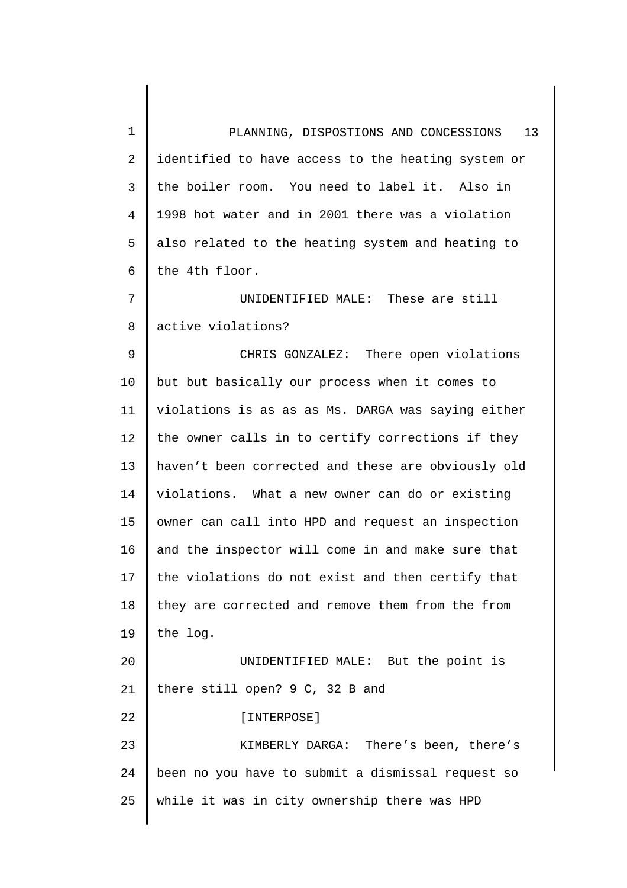identified to have access to the heating system or the boiler room. You need to label it. Also in 1998 hot water and in 2001 there was a violation also related to the heating system and heating to the 4th floor.

UNIDENTIFIED MALE: These are still active violations?

CHRIS GONZALEZ: There open violations but but basically our process when it comes to violations is as as as Ms. DARGA was saying either the owner calls in to certify corrections if they haven't been corrected and these are obviously old violations. What a new owner can do or existing owner can call into HPD and request an inspection and the inspector will come in and make sure that the violations do not exist and then certify that they are corrected and remove them from the from the log.

UNIDENTIFIED MALE: But the point is there still open? 9 C, 32 B and

[INTERPOSE]

KIMBERLY DARGA: There's been, there's been no you have to submit a dismissal request so while it was in city ownership there was HPD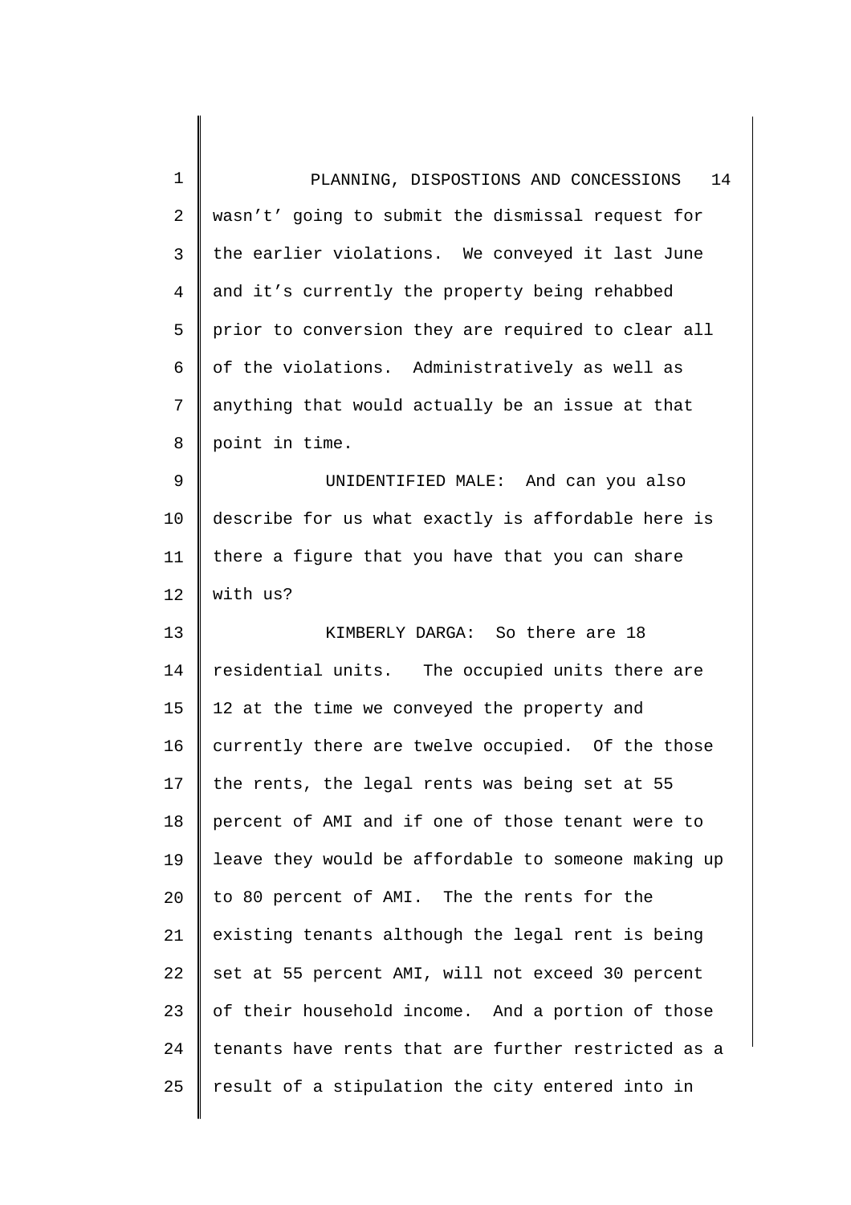wasn't' going to submit the dismissal request for the earlier violations. We conveyed it last June and it's currently the property being rehabbed prior to conversion they are required to clear all of the violations. Administratively as well as anything that would actually be an issue at that point in time.

UNIDENTIFIED MALE: And can you also describe for us what exactly is affordable here is there a figure that you have that you can share with us?

KIMBERLY DARGA: So there are 18 residential units. The occupied units there are 12 at the time we conveyed the property and currently there are twelve occupied. Of the those the rents, the legal rents was being set at 55 percent of AMI and if one of those tenant were to leave they would be affordable to someone making up to 80 percent of AMI. The the rents for the existing tenants although the legal rent is being set at 55 percent AMI, will not exceed 30 percent of their household income. And a portion of those tenants have rents that are further restricted as a result of a stipulation the city entered into in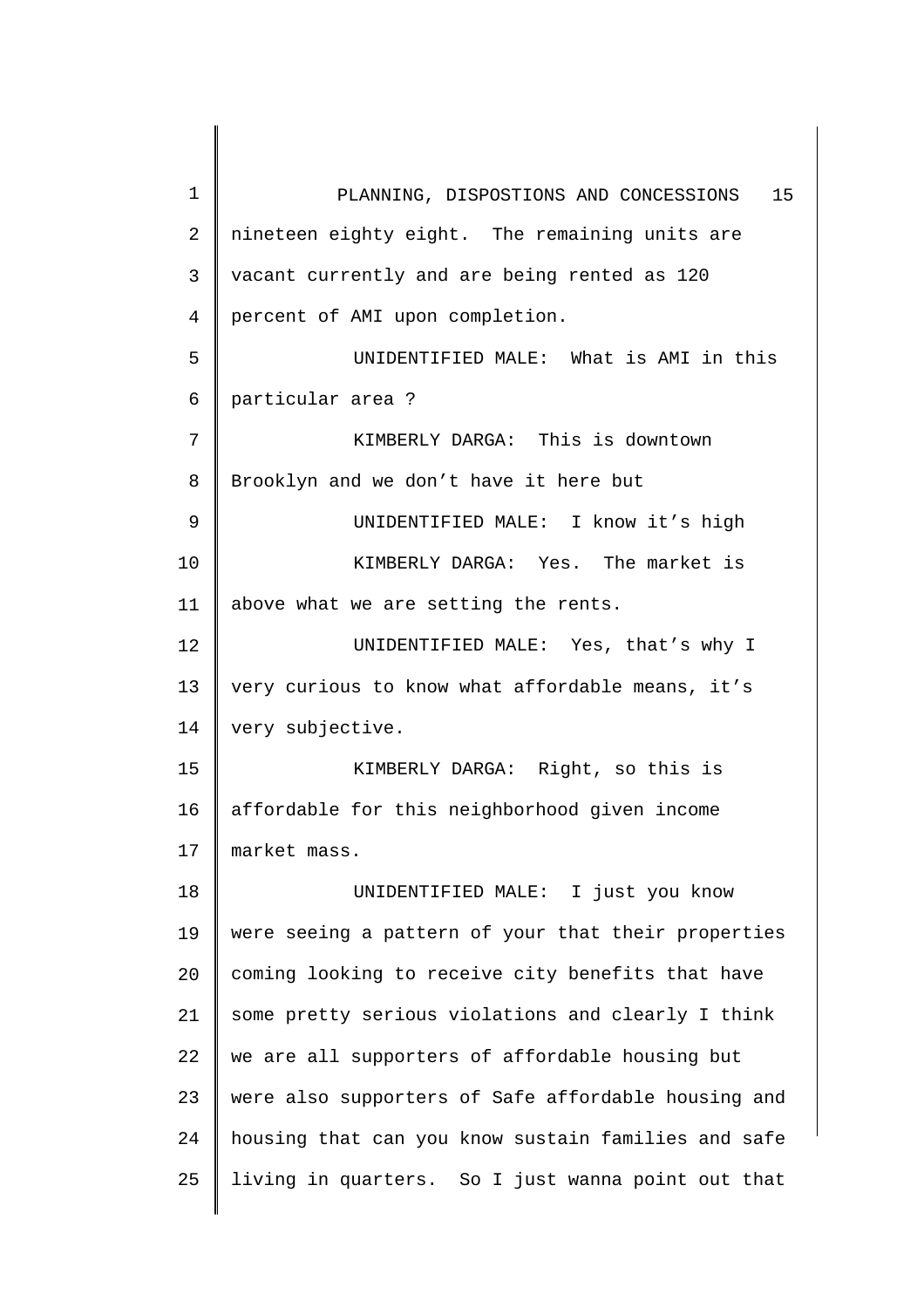nineteen eighty eight. The remaining units are vacant currently and are being rented as 120 percent of AMI upon completion.

UNIDENTIFIED MALE: What is AMI in this particular area ?

KIMBERLY DARGA: This is downtown Brooklyn and we don't have it here but

UNIDENTIFIED MALE: I know it's high

KIMBERLY DARGA: Yes. The market is above what we are setting the rents.

UNIDENTIFIED MALE: Yes, that's why I very curious to know what affordable means, it's very subjective.

KIMBERLY DARGA: Right, so this is affordable for this neighborhood given income market mass.

UNIDENTIFIED MALE: I just you know were seeing a pattern of your that their properties coming looking to receive city benefits that have some pretty serious violations and clearly I think we are all supporters of affordable housing but were also supporters of Safe affordable housing and housing that can you know sustain families and safe living in quarters. So I just wanna point out that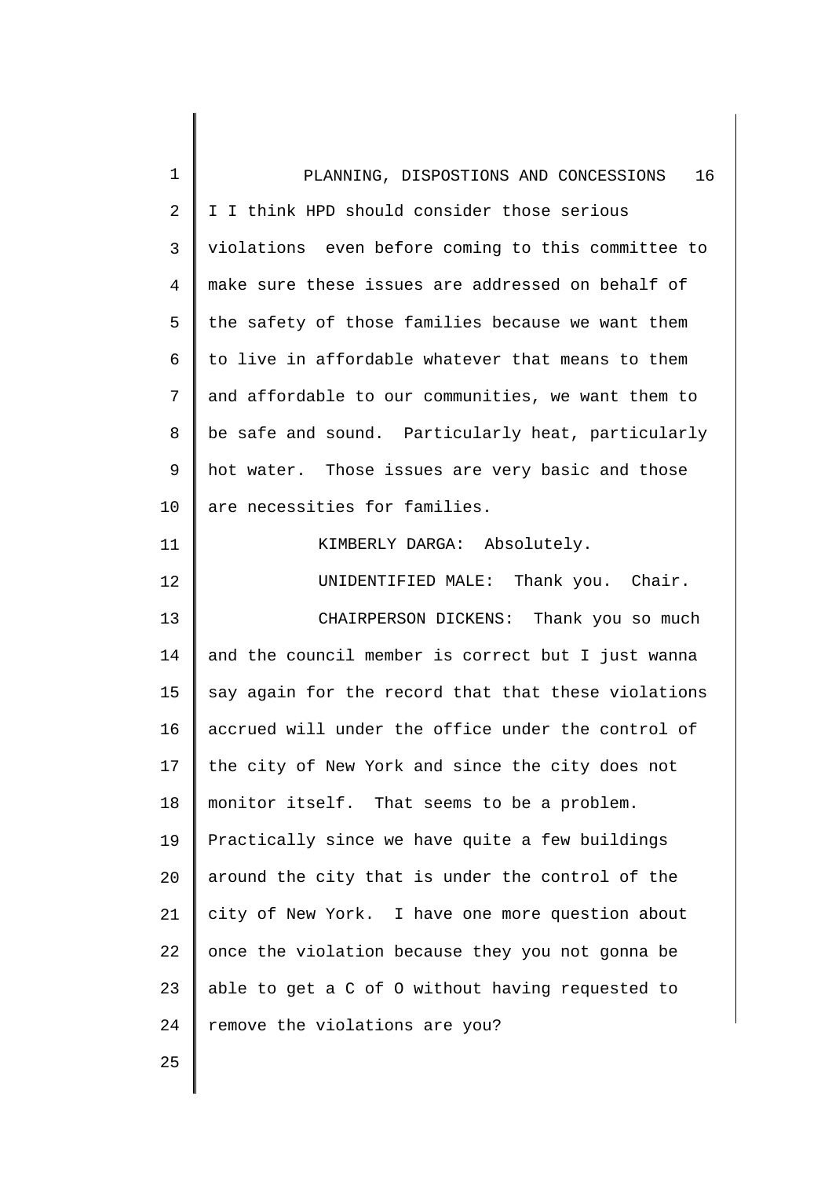I I think HPD should consider those serious violations even before coming to this committee to make sure these issues are addressed on behalf of the safety of those families because we want them to live in affordable whatever that means to them and affordable to our communities, we want them to be safe and sound. Particularly heat, particularly hot water. Those issues are very basic and those are necessities for families.

KIMBERLY DARGA: Absolutely.

UNIDENTIFIED MALE: Thank you. Chair.

CHAIRPERSON DICKENS: Thank you so much and the council member is correct but I just wanna say again for the record that that these violations accrued will under the office under the control of the city of New York and since the city does not monitor itself. That seems to be a problem. Practically since we have quite a few buildings around the city that is under the control of the city of New York. I have one more question about once the violation because they you not gonna be able to get a C of O without having requested to remove the violations are you?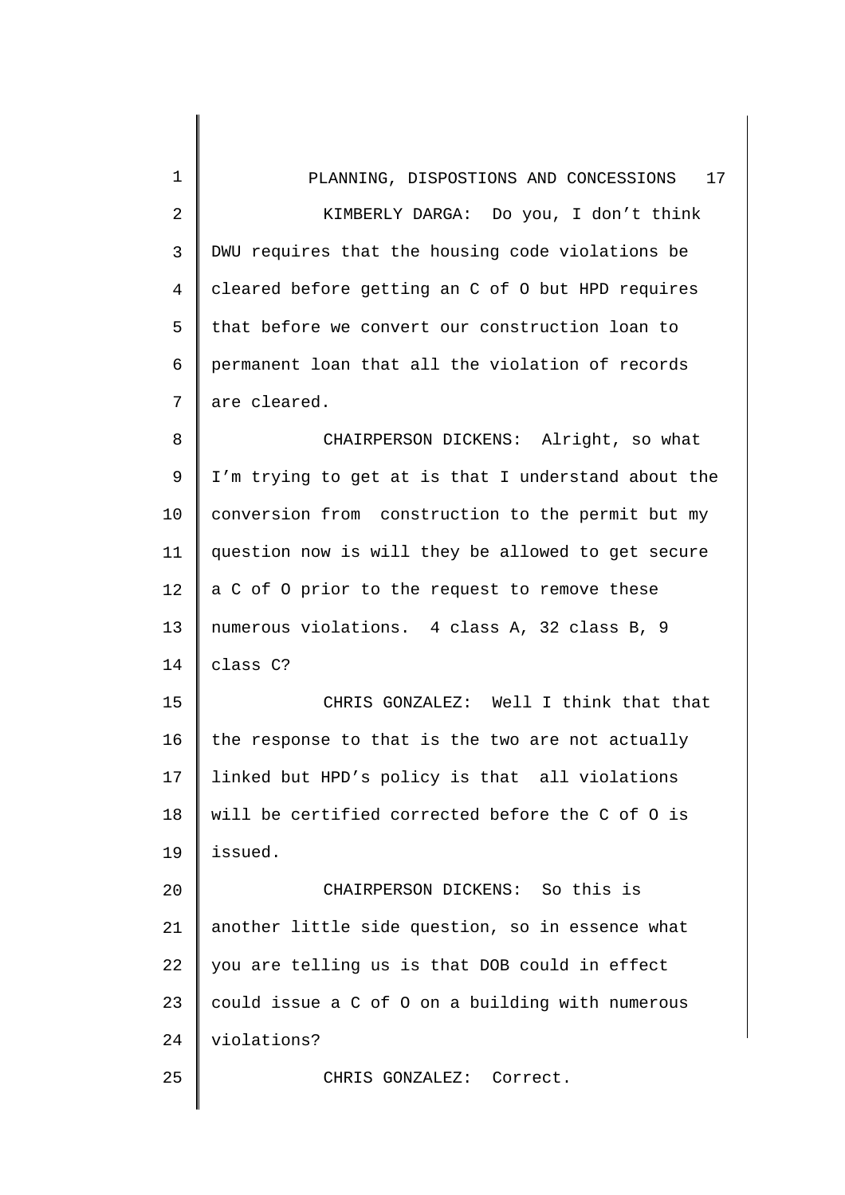KIMBERLY DARGA: Do you, I don't think DWU requires that the housing code violations be cleared before getting an C of O but HPD requires that before we convert our construction loan to permanent loan that all the violation of records are cleared.

CHAIRPERSON DICKENS: Alright, so what I'm trying to get at is that I understand about the conversion from construction to the permit but my question now is will they be allowed to get secure a C of O prior to the request to remove these numerous violations. 4 class A, 32 class B, 9 class C?

CHRIS GONZALEZ: Well I think that that the response to that is the two are not actually linked but HPD's policy is that all violations will be certified corrected before the C of O is issued.

CHAIRPERSON DICKENS: So this is another little side question, so in essence what you are telling us is that DOB could in effect could issue a C of O on a building with numerous violations?

CHRIS GONZALEZ: Correct.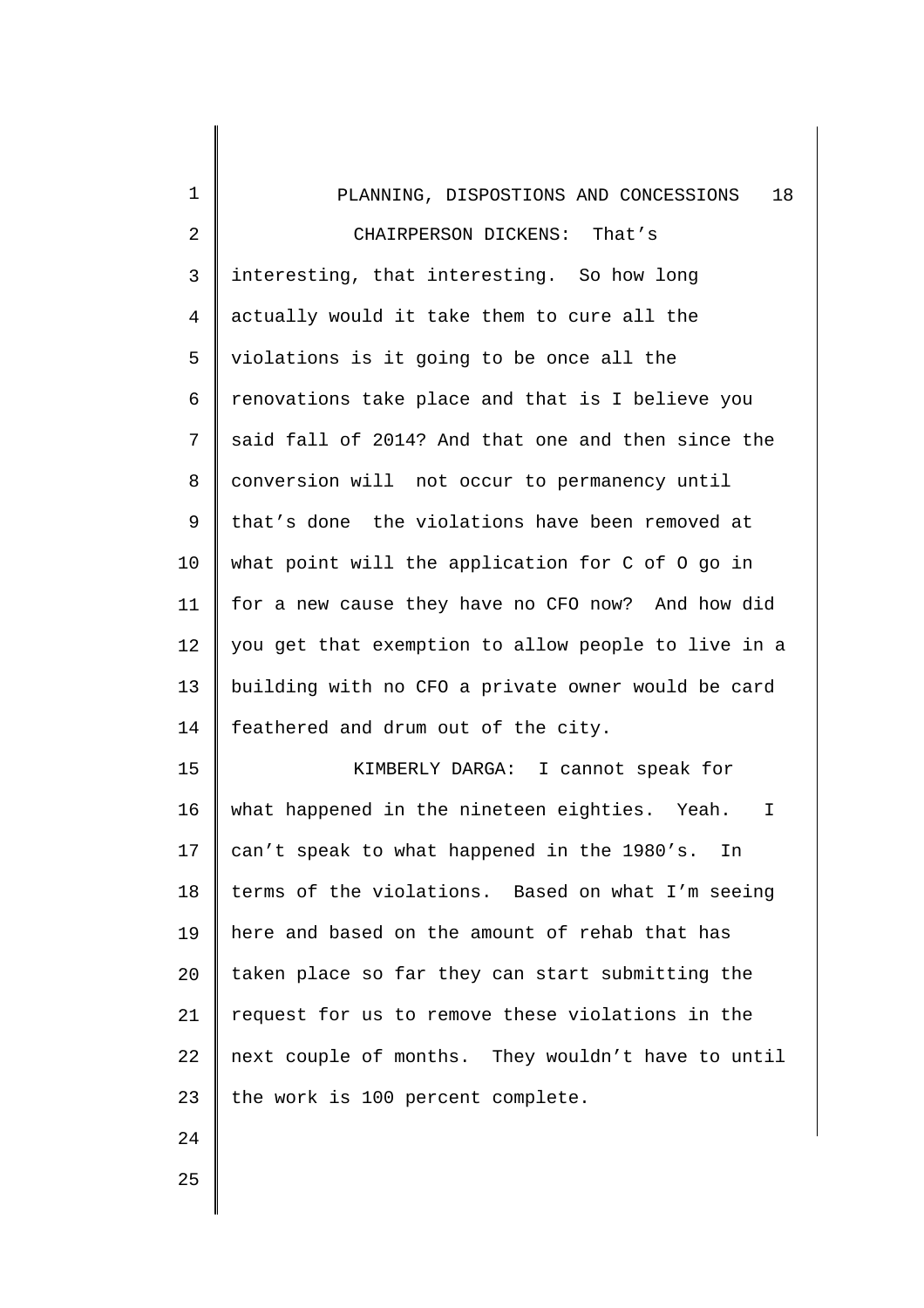CHAIRPERSON DICKENS: That's interesting, that interesting. So how long actually would it take them to cure all the violations is it going to be once all the renovations take place and that is I believe you said fall of 2014? And that one and then since the conversion will not occur to permanency until that's done the violations have been removed at what point will the application for C of O go in for a new cause they have no CFO now? And how did you get that exemption to allow people to live in a building with no CFO a private owner would be card feathered and drum out of the city.

KIMBERLY DARGA: I cannot speak for what happened in the nineteen eighties. Yeah. I can't speak to what happened in the 1980's. In terms of the violations. Based on what I'm seeing here and based on the amount of rehab that has taken place so far they can start submitting the request for us to remove these violations in the next couple of months. They wouldn't have to until the work is 100 percent complete.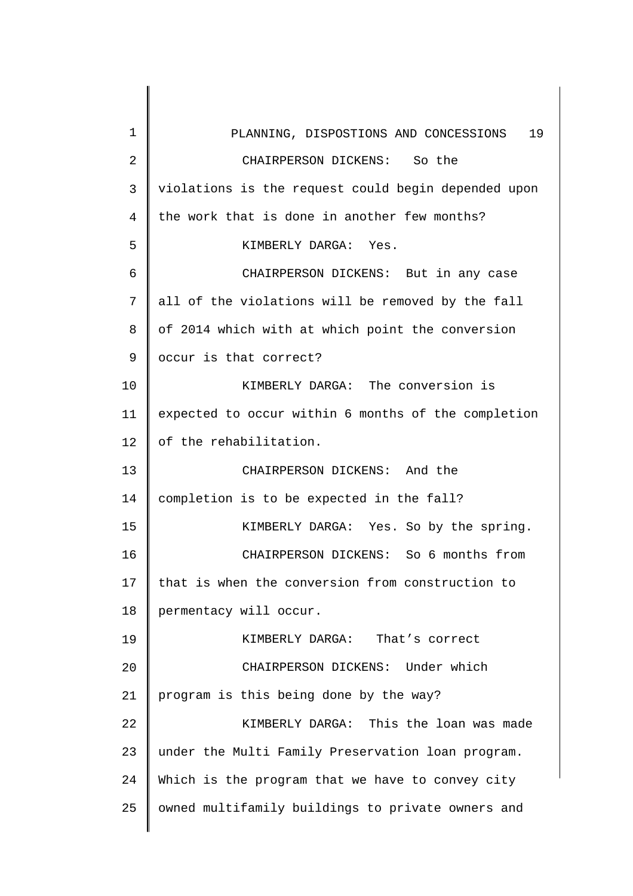CHAIRPERSON DICKENS: So the violations is the request could begin depended upon the work that is done in another few months?

KIMBERLY DARGA: Yes.

CHAIRPERSON DICKENS: But in any case all of the violations will be removed by the fall of 2014 which with at which point the conversion occur is that correct?

KIMBERLY DARGA: The conversion is expected to occur within 6 months of the completion of the rehabilitation.

CHAIRPERSON DICKENS: And the completion is to be expected in the fall?

KIMBERLY DARGA: Yes. So by the spring.

CHAIRPERSON DICKENS: So 6 months from that is when the conversion from construction to permentancy will occur.

KIMBERLY DARGA: That's correct

CHAIRPERSON DICKENS: Under which program is this being done by the way?

KIMBERLY DARGA: This the loan was made under the Multi Family Preservation loan program. Which is the program that we have to convey city owned multifamily buildings to private owners and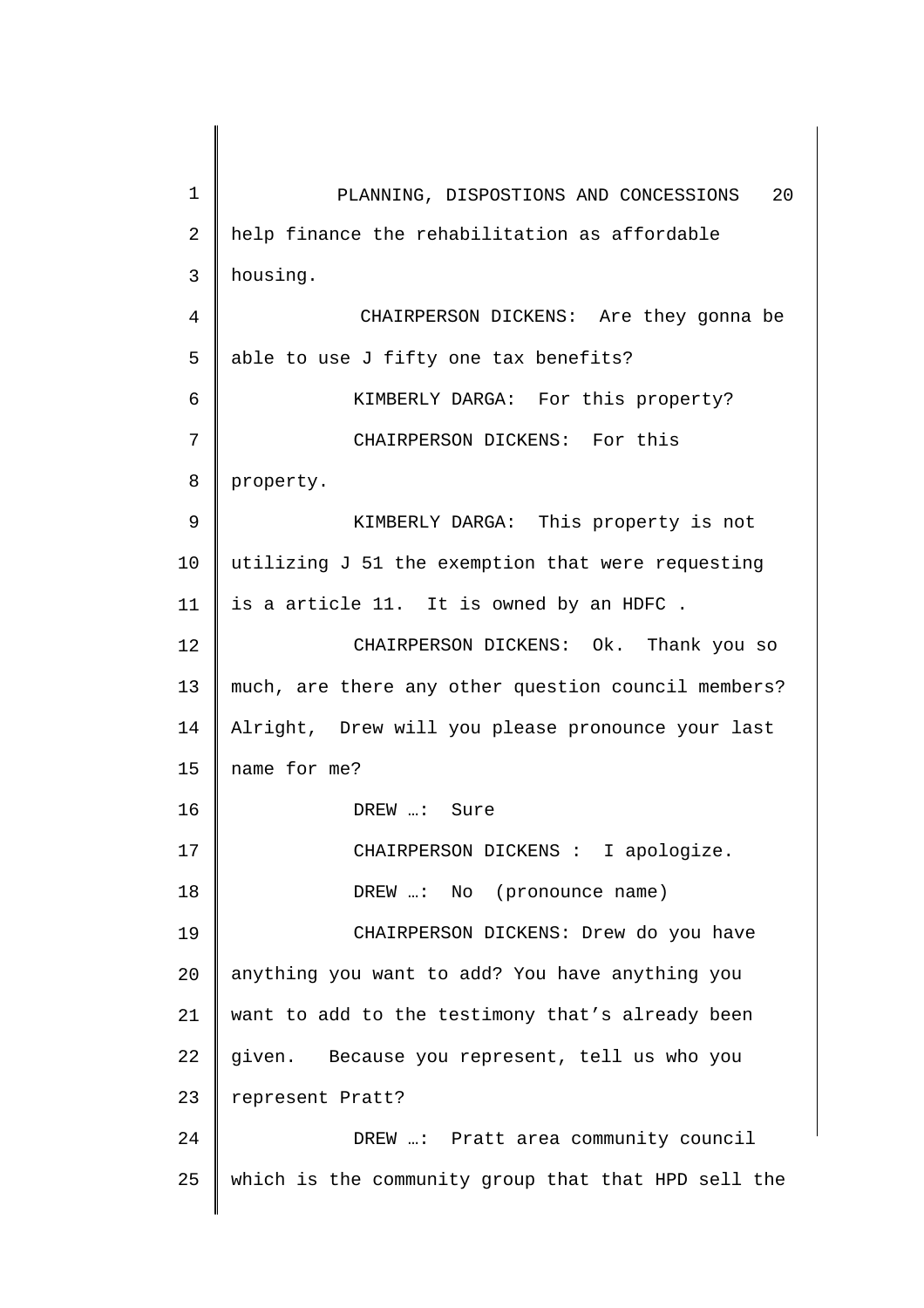help finance the rehabilitation as affordable housing.

CHAIRPERSON DICKENS: Are they gonna be able to use J fifty one tax benefits?

KIMBERLY DARGA: For this property?

CHAIRPERSON DICKENS: For this property.

KIMBERLY DARGA: This property is not utilizing J 51 the exemption that were requesting is a article 11. It is owned by an HDFC .

CHAIRPERSON DICKENS: Ok. Thank you so much, are there any other question council members? Alright, Drew will you please pronounce your last name for me?

DREW …: Sure

CHAIRPERSON DICKENS : I apologize.

DREW …: No (pronounce name)

CHAIRPERSON DICKENS: Drew do you have anything you want to add? You have anything you want to add to the testimony that's already been given. Because you represent, tell us who you represent Pratt?

DREW …: Pratt area community council which is the community group that that HPD sell the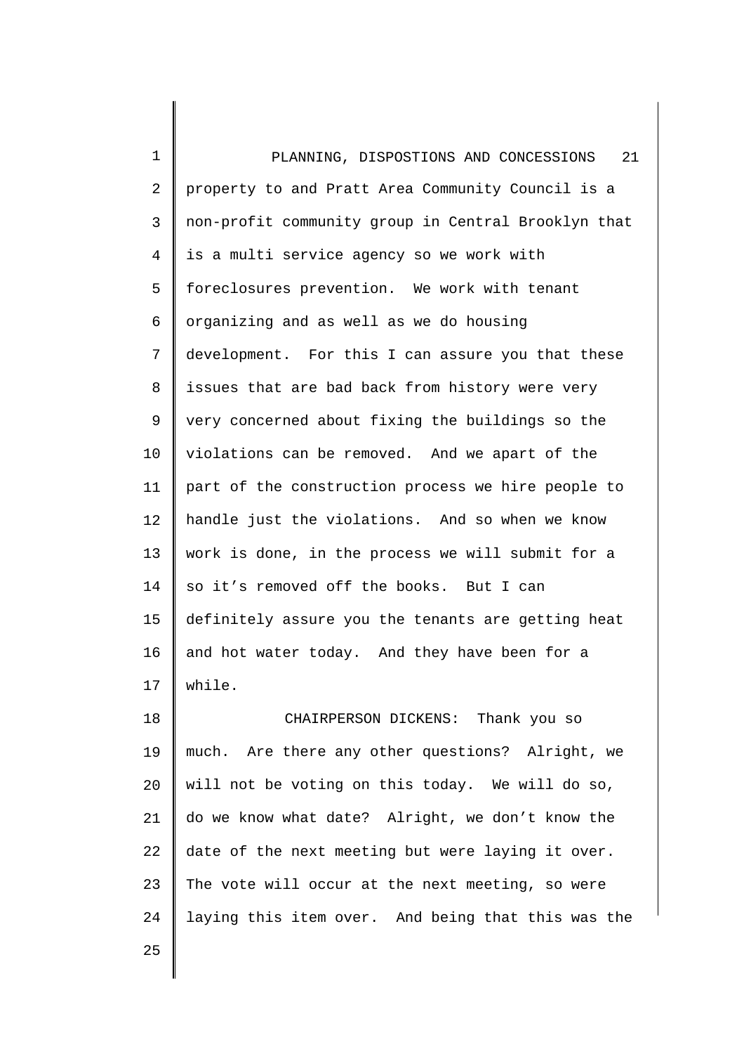property to and Pratt Area Community Council is a non-profit community group in Central Brooklyn that is a multi service agency so we work with foreclosures prevention. We work with tenant organizing and as well as we do housing development. For this I can assure you that these issues that are bad back from history were very very concerned about fixing the buildings so the violations can be removed. And we apart of the part of the construction process we hire people to handle just the violations. And so when we know work is done, in the process we will submit for a so it's removed off the books. But I can definitely assure you the tenants are getting heat and hot water today. And they have been for a while.

CHAIRPERSON DICKENS: Thank you so much. Are there any other questions? Alright, we will not be voting on this today. We will do so, do we know what date? Alright, we don't know the date of the next meeting but were laying it over. The vote will occur at the next meeting, so were laying this item over. And being that this was the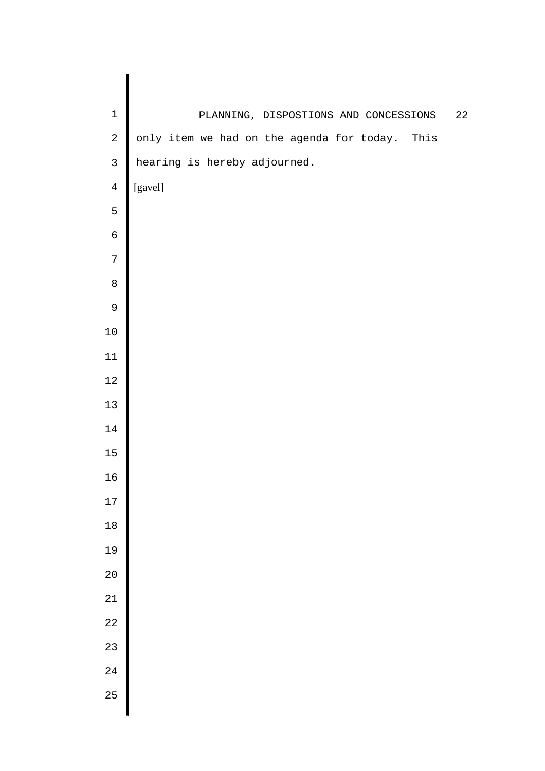only item we had on the agenda for today. This hearing is hereby adjourned.

[gavel]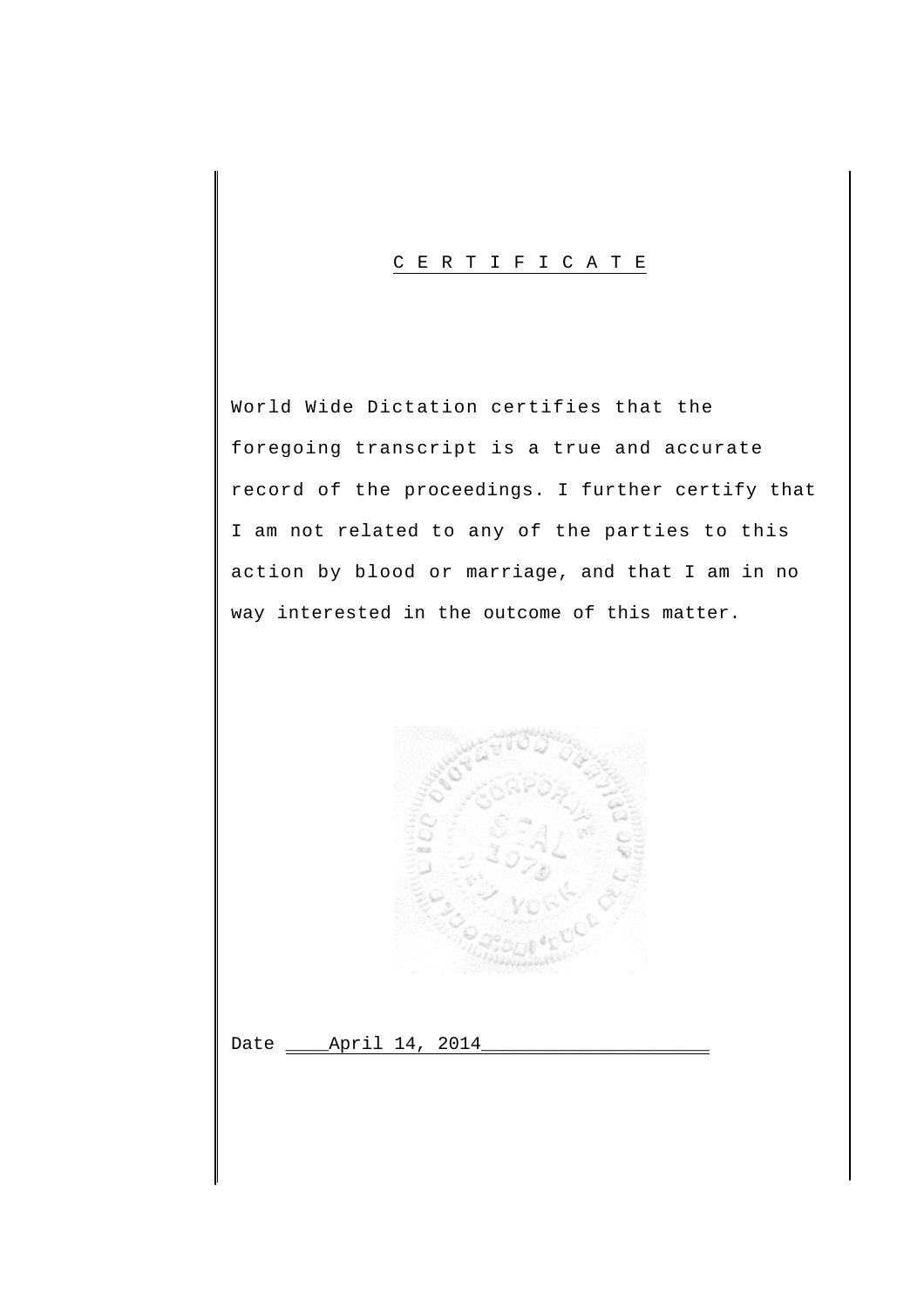# C E R T I F I C A T E

World Wide Dictation certifies that the foregoing transcript is a true and accurate record of the proceedings. I further certify that I am not related to any of the parties to this action by blood or marriage, and that I am in no way interested in the outcome of this matter.

Date April 14, 2014